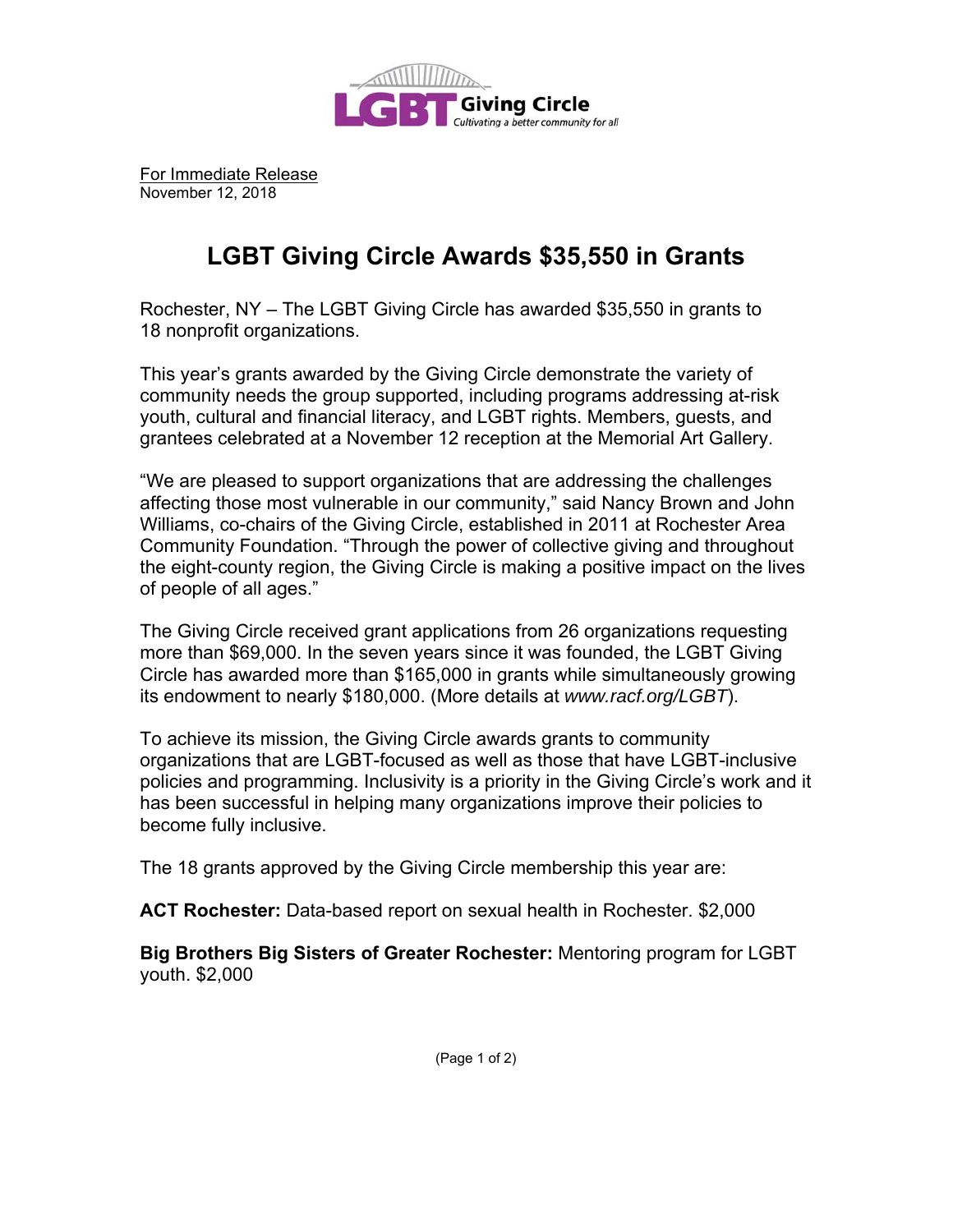LGBT Giving Circle
*Cultivating a better community for all*

For Immediate Release
November 12, 2018

# LGBT Giving Circle Awards $35,550 in Grants

Rochester, NY – The LGBT Giving Circle has awarded $35,550 in grants to 18 nonprofit organizations.

This year's grants awarded by the Giving Circle demonstrate the variety of community needs the group supported, including programs addressing at-risk youth, cultural and financial literacy, and LGBT rights. Members, guests, and grantees celebrated at a November 12 reception at the Memorial Art Gallery.

"We are pleased to support organizations that are addressing the challenges affecting those most vulnerable in our community," said Nancy Brown and John Williams, co-chairs of the Giving Circle, established in 2011 at Rochester Area Community Foundation. "Through the power of collective giving and throughout the eight-county region, the Giving Circle is making a positive impact on the lives of people of all ages."

The Giving Circle received grant applications from 26 organizations requesting more than $69,000. In the seven years since it was founded, the LGBT Giving Circle has awarded more than $165,000 in grants while simultaneously growing its endowment to nearly $180,000. (More details at *www.racf.org/LGBT*).

To achieve its mission, the Giving Circle awards grants to community organizations that are LGBT-focused as well as those that have LGBT-inclusive policies and programming. Inclusivity is a priority in the Giving Circle's work and it has been successful in helping many organizations improve their policies to become fully inclusive.

The 18 grants approved by the Giving Circle membership this year are:

**ACT Rochester:** Data-based report on sexual health in Rochester. $2,000

**Big Brothers Big Sisters of Greater Rochester:** Mentoring program for LGBT youth. $2,000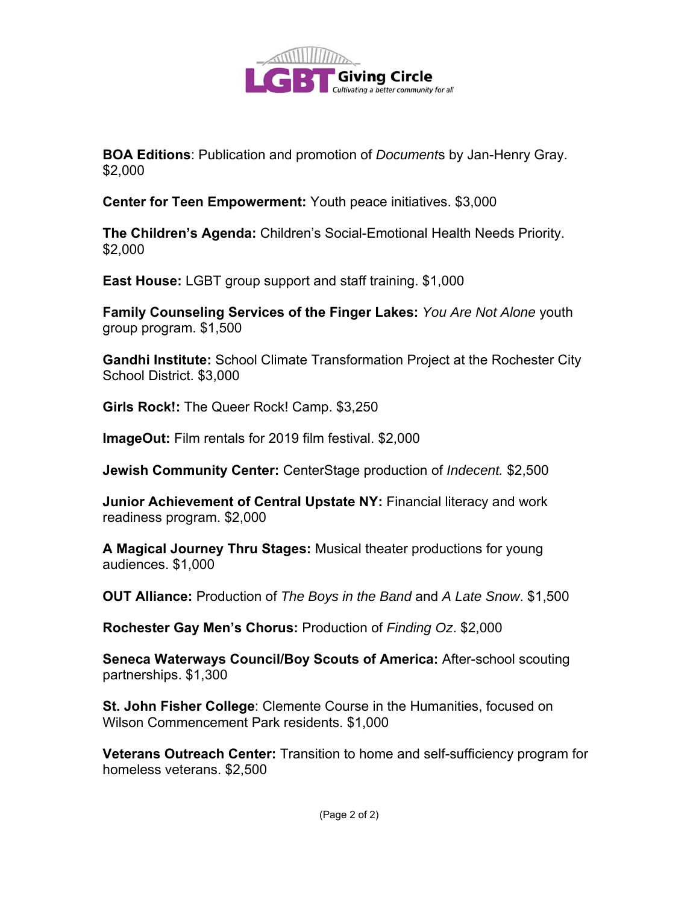LGBT Giving Circle
*Cultivating a better community for all*

**BOA Editions**: Publication and promotion of *Document*s by Jan-Henry Gray. $2,000

**Center for Teen Empowerment:** Youth peace initiatives. $3,000

**The Children's Agenda:** Children's Social-Emotional Health Needs Priority. $2,000

**East House:** LGBT group support and staff training. $1,000

**Family Counseling Services of the Finger Lakes:** *You Are Not Alone* youth group program. $1,500

**Gandhi Institute:** School Climate Transformation Project at the Rochester City School District. $3,000

**Girls Rock!:** The Queer Rock! Camp. $3,250

**ImageOut:** Film rentals for 2019 film festival. $2,000

**Jewish Community Center:** CenterStage production of *Indecent.* $2,500

**Junior Achievement of Central Upstate NY:** Financial literacy and work readiness program. $2,000

**A Magical Journey Thru Stages:** Musical theater productions for young audiences. $1,000

**OUT Alliance:** Production of *The Boys in the Band* and *A Late Snow*. $1,500

**Rochester Gay Men's Chorus:** Production of *Finding Oz*. $2,000

**Seneca Waterways Council/Boy Scouts of America:** After-school scouting partnerships. $1,300

**St. John Fisher College**: Clemente Course in the Humanities, focused on Wilson Commencement Park residents. $1,000

**Veterans Outreach Center:** Transition to home and self-sufficiency program for homeless veterans. $2,500